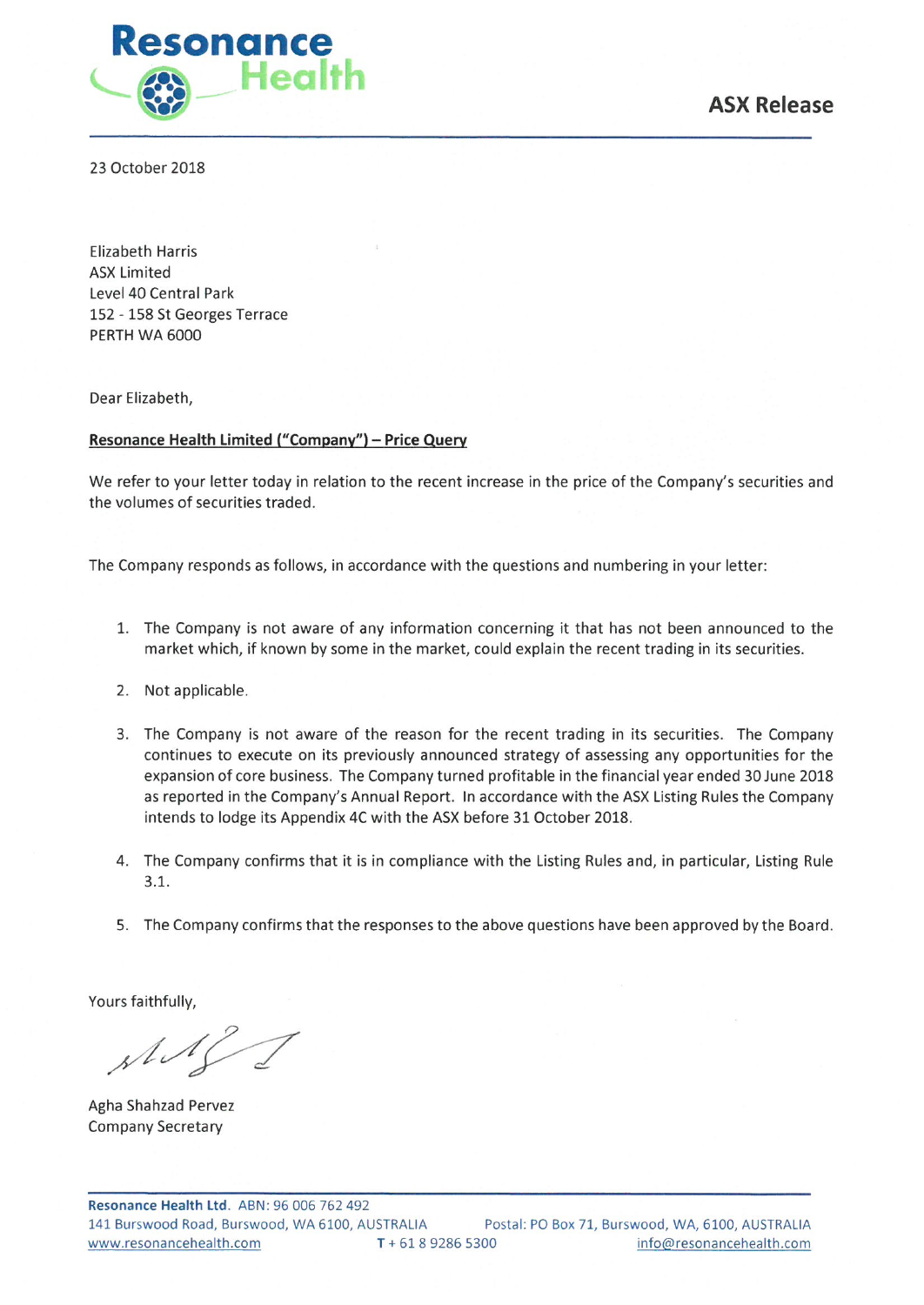**Resonance Health**

**ASX Release**

23 October 2018

Elizabeth Harris
ASX Limited
Level 40 Central Park
152 - 158 St Georges Terrace
PERTH WA 6000

Dear Elizabeth,

**Resonance Health Limited ("Company") – Price Query**

We refer to your letter today in relation to the recent increase in the price of the Company's securities and the volumes of securities traded.

The Company responds as follows, in accordance with the questions and numbering in your letter:

1. The Company is not aware of any information concerning it that has not been announced to the market which, if known by some in the market, could explain the recent trading in its securities.

2. Not applicable.

3. The Company is not aware of the reason for the recent trading in its securities. The Company continues to execute on its previously announced strategy of assessing any opportunities for the expansion of core business. The Company turned profitable in the financial year ended 30 June 2018 as reported in the Company's Annual Report. In accordance with the ASX Listing Rules the Company intends to lodge its Appendix 4C with the ASX before 31 October 2018.

4. The Company confirms that it is in compliance with the Listing Rules and, in particular, Listing Rule 3.1.

5. The Company confirms that the responses to the above questions have been approved by the Board.

Yours faithfully,

Agha Shahzad Pervez
Company Secretary

**Resonance Health Ltd**. ABN: 96 006 762 492
141 Burswood Road, Burswood, WA 6100, AUSTRALIA  Postal: PO Box 71, Burswood, WA, 6100, AUSTRALIA
www.resonancehealth.com  T + 61 8 9286 5300  info@resonancehealth.com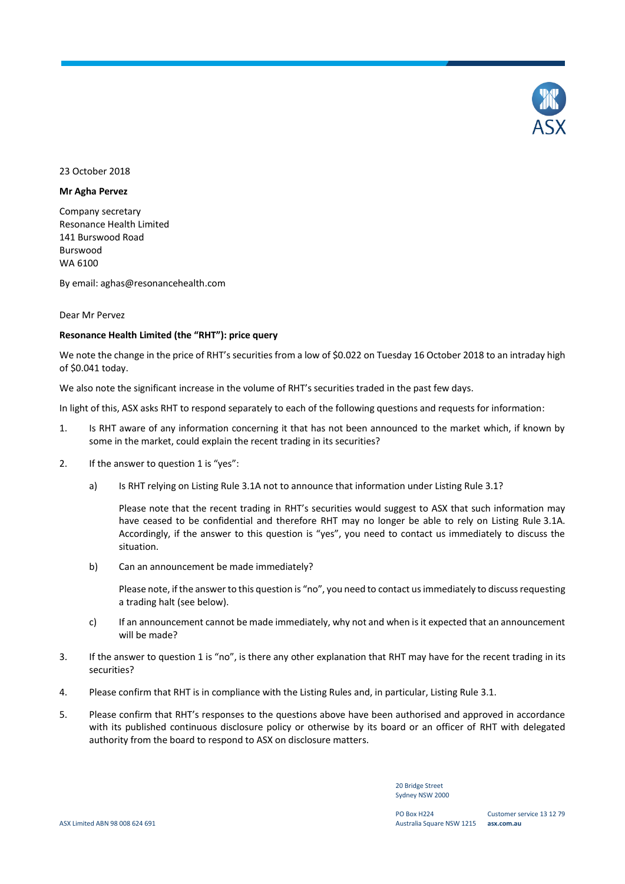23 October 2018

**Mr Agha Pervez**

Company secretary
Resonance Health Limited
141 Burswood Road
Burswood
WA 6100

By email: aghas@resonancehealth.com

Dear Mr Pervez

**Resonance Health Limited (the "RHT"): price query**

We note the change in the price of RHT's securities from a low of $0.022 on Tuesday 16 October 2018 to an intraday high of $0.041 today.

We also note the significant increase in the volume of RHT's securities traded in the past few days.

In light of this, ASX asks RHT to respond separately to each of the following questions and requests for information:

1. Is RHT aware of any information concerning it that has not been announced to the market which, if known by some in the market, could explain the recent trading in its securities?

2. If the answer to question 1 is "yes":

   a) Is RHT relying on Listing Rule 3.1A not to announce that information under Listing Rule 3.1?

      Please note that the recent trading in RHT's securities would suggest to ASX that such information may have ceased to be confidential and therefore RHT may no longer be able to rely on Listing Rule 3.1A. Accordingly, if the answer to this question is "yes", you need to contact us immediately to discuss the situation.

   b) Can an announcement be made immediately?

      Please note, if the answer to this question is "no", you need to contact us immediately to discuss requesting a trading halt (see below).

   c) If an announcement cannot be made immediately, why not and when is it expected that an announcement will be made?

3. If the answer to question 1 is "no", is there any other explanation that RHT may have for the recent trading in its securities?

4. Please confirm that RHT is in compliance with the Listing Rules and, in particular, Listing Rule 3.1.

5. Please confirm that RHT's responses to the questions above have been authorised and approved in accordance with its published continuous disclosure policy or otherwise by its board or an officer of RHT with delegated authority from the board to respond to ASX on disclosure matters.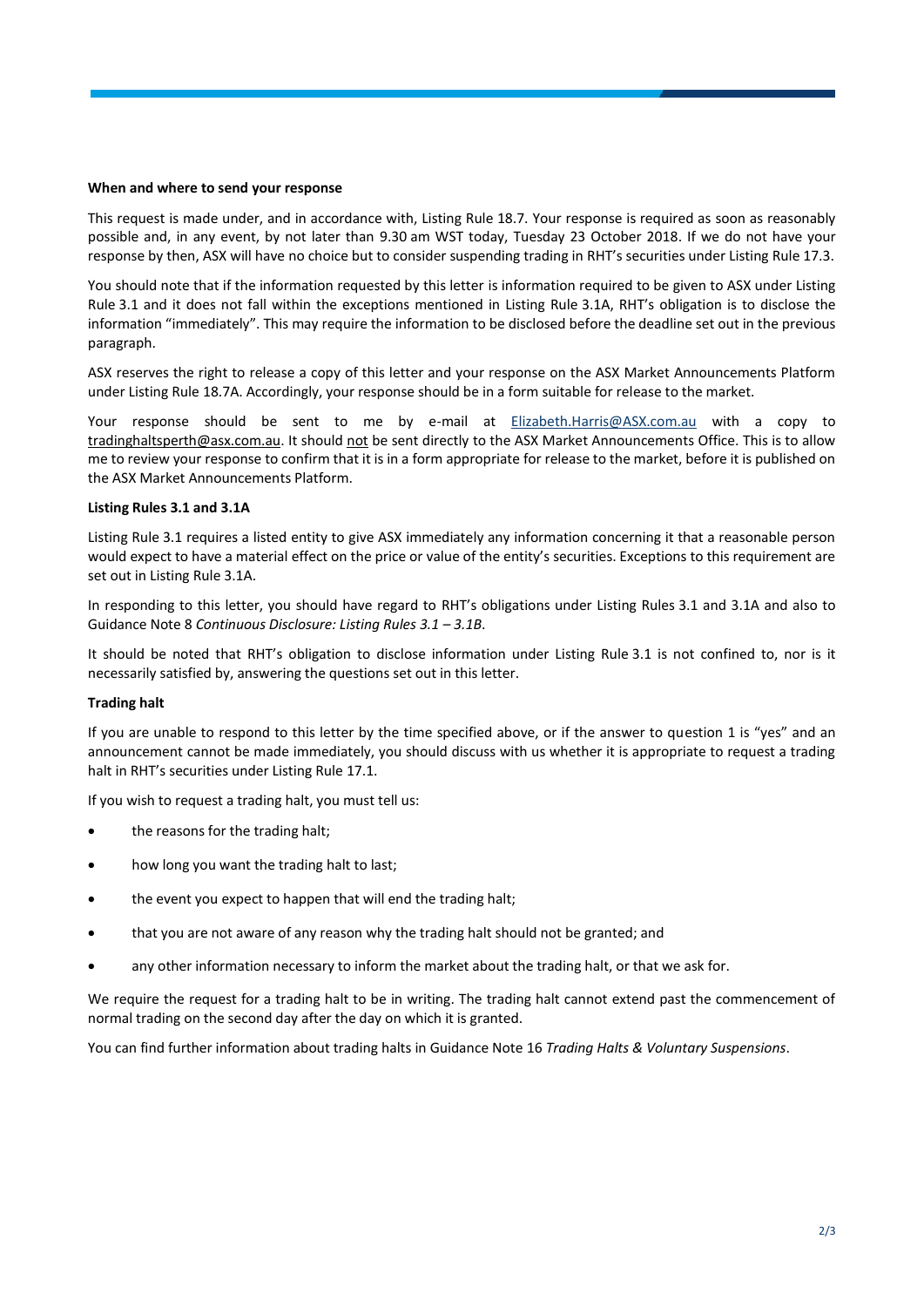**When and where to send your response**

This request is made under, and in accordance with, Listing Rule 18.7. Your response is required as soon as reasonably possible and, in any event, by not later than 9.30 am WST today, Tuesday 23 October 2018. If we do not have your response by then, ASX will have no choice but to consider suspending trading in RHT's securities under Listing Rule 17.3.

You should note that if the information requested by this letter is information required to be given to ASX under Listing Rule 3.1 and it does not fall within the exceptions mentioned in Listing Rule 3.1A, RHT's obligation is to disclose the information "immediately". This may require the information to be disclosed before the deadline set out in the previous paragraph.

ASX reserves the right to release a copy of this letter and your response on the ASX Market Announcements Platform under Listing Rule 18.7A. Accordingly, your response should be in a form suitable for release to the market.

Your response should be sent to me by e-mail at Elizabeth.Harris@ASX.com.au with a copy to tradinghaltsperth@asx.com.au. It should not be sent directly to the ASX Market Announcements Office. This is to allow me to review your response to confirm that it is in a form appropriate for release to the market, before it is published on the ASX Market Announcements Platform.

**Listing Rules 3.1 and 3.1A**

Listing Rule 3.1 requires a listed entity to give ASX immediately any information concerning it that a reasonable person would expect to have a material effect on the price or value of the entity's securities. Exceptions to this requirement are set out in Listing Rule 3.1A.

In responding to this letter, you should have regard to RHT's obligations under Listing Rules 3.1 and 3.1A and also to Guidance Note 8 *Continuous Disclosure: Listing Rules 3.1 – 3.1B*.

It should be noted that RHT's obligation to disclose information under Listing Rule 3.1 is not confined to, nor is it necessarily satisfied by, answering the questions set out in this letter.

**Trading halt**

If you are unable to respond to this letter by the time specified above, or if the answer to question 1 is "yes" and an announcement cannot be made immediately, you should discuss with us whether it is appropriate to request a trading halt in RHT's securities under Listing Rule 17.1.

If you wish to request a trading halt, you must tell us:

- the reasons for the trading halt;
- how long you want the trading halt to last;
- the event you expect to happen that will end the trading halt;
- that you are not aware of any reason why the trading halt should not be granted; and
- any other information necessary to inform the market about the trading halt, or that we ask for.

We require the request for a trading halt to be in writing. The trading halt cannot extend past the commencement of normal trading on the second day after the day on which it is granted.

You can find further information about trading halts in Guidance Note 16 *Trading Halts & Voluntary Suspensions*.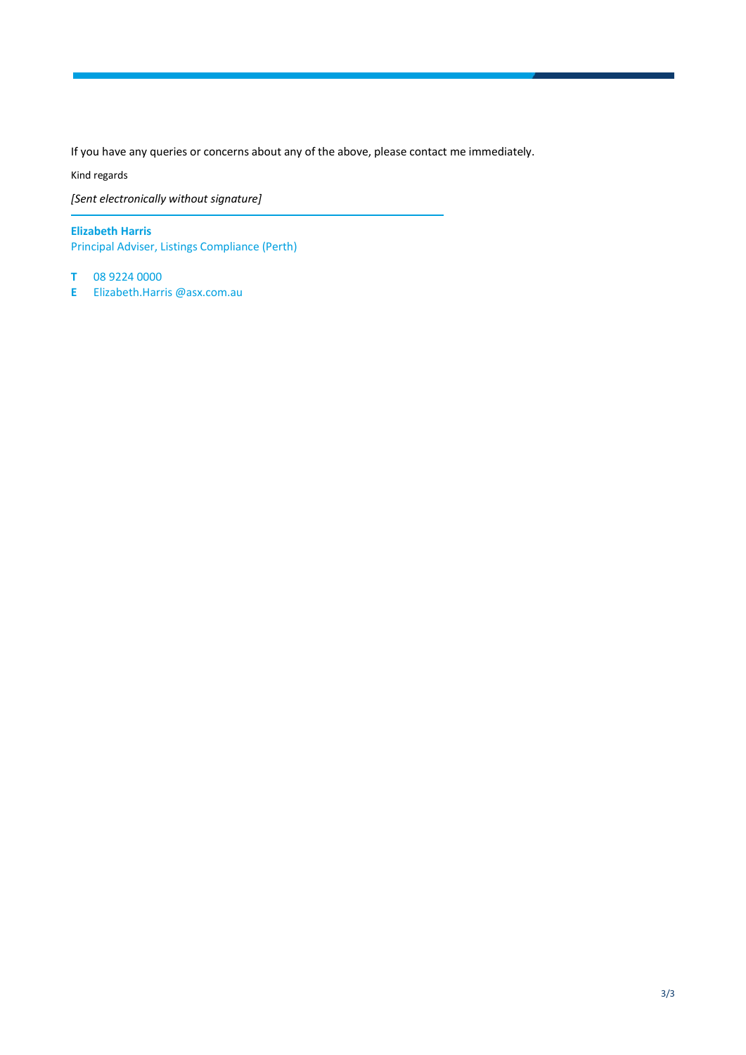If you have any queries or concerns about any of the above, please contact me immediately.

Kind regards

*[Sent electronically without signature]*

**Elizabeth Harris**
Principal Adviser, Listings Compliance (Perth)

**T** 08 9224 0000
**E** Elizabeth.Harris @asx.com.au